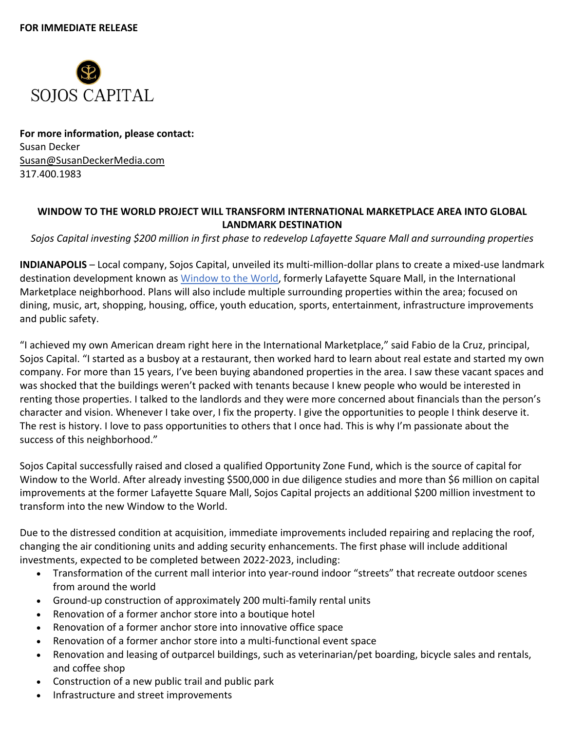**FOR IMMEDIATE RELEASE**

SOJOS CAPITAL

**For more information, please contact:**
Susan Decker
Susan@SusanDeckerMedia.com
317.400.1983

## WINDOW TO THE WORLD PROJECT WILL TRANSFORM INTERNATIONAL MARKETPLACE AREA INTO GLOBAL LANDMARK DESTINATION

*Sojos Capital investing $200 million in first phase to redevelop Lafayette Square Mall and surrounding properties*

**INDIANAPOLIS** – Local company, Sojos Capital, unveiled its multi-million-dollar plans to create a mixed-use landmark destination development known as Window to the World, formerly Lafayette Square Mall, in the International Marketplace neighborhood. Plans will also include multiple surrounding properties within the area; focused on dining, music, art, shopping, housing, office, youth education, sports, entertainment, infrastructure improvements and public safety.

"I achieved my own American dream right here in the International Marketplace," said Fabio de la Cruz, principal, Sojos Capital. "I started as a busboy at a restaurant, then worked hard to learn about real estate and started my own company. For more than 15 years, I've been buying abandoned properties in the area. I saw these vacant spaces and was shocked that the buildings weren't packed with tenants because I knew people who would be interested in renting those properties. I talked to the landlords and they were more concerned about financials than the person's character and vision. Whenever I take over, I fix the property. I give the opportunities to people I think deserve it. The rest is history. I love to pass opportunities to others that I once had. This is why I'm passionate about the success of this neighborhood."

Sojos Capital successfully raised and closed a qualified Opportunity Zone Fund, which is the source of capital for Window to the World. After already investing $500,000 in due diligence studies and more than $6 million on capital improvements at the former Lafayette Square Mall, Sojos Capital projects an additional $200 million investment to transform into the new Window to the World.

Due to the distressed condition at acquisition, immediate improvements included repairing and replacing the roof, changing the air conditioning units and adding security enhancements. The first phase will include additional investments, expected to be completed between 2022-2023, including:

- Transformation of the current mall interior into year-round indoor "streets" that recreate outdoor scenes from around the world
- Ground-up construction of approximately 200 multi-family rental units
- Renovation of a former anchor store into a boutique hotel
- Renovation of a former anchor store into innovative office space
- Renovation of a former anchor store into a multi-functional event space
- Renovation and leasing of outparcel buildings, such as veterinarian/pet boarding, bicycle sales and rentals, and coffee shop
- Construction of a new public trail and public park
- Infrastructure and street improvements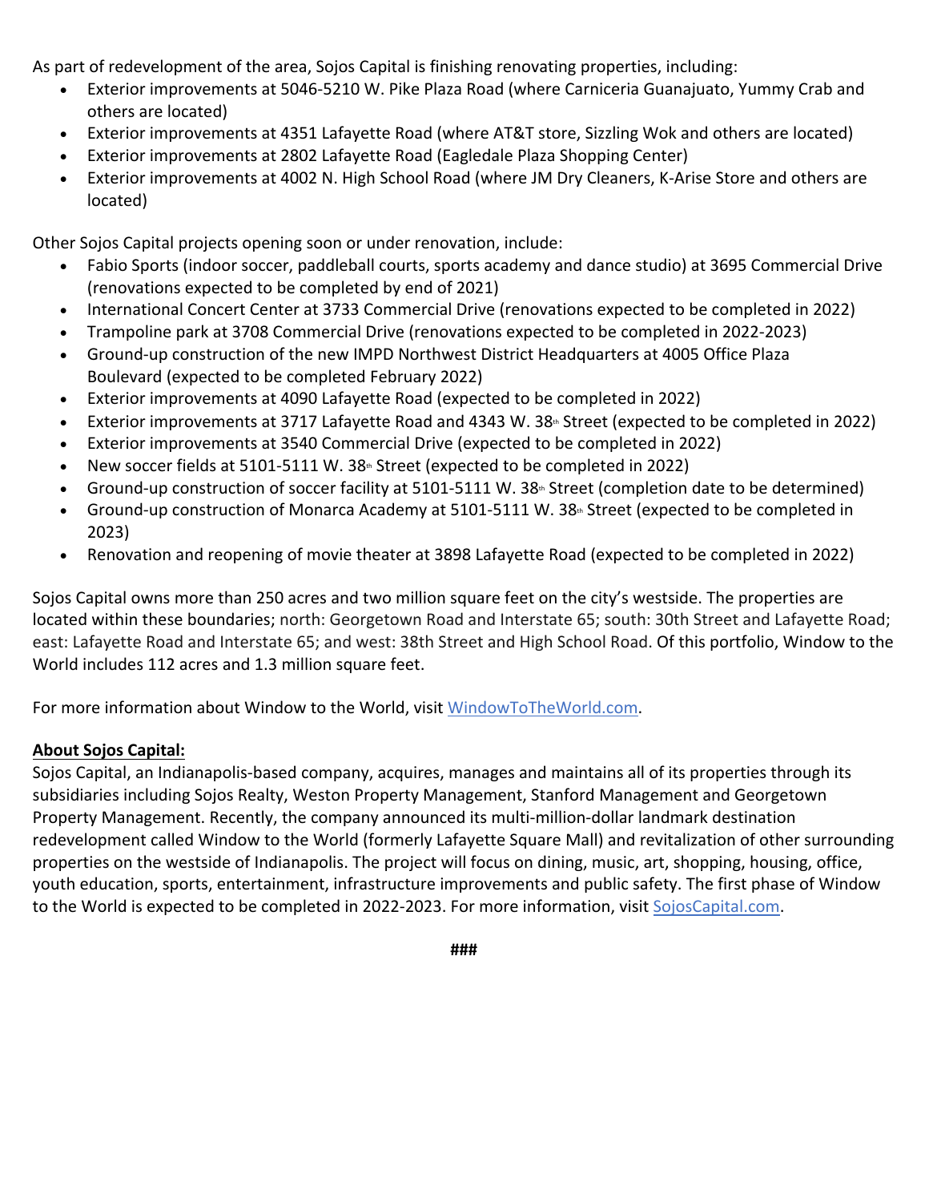As part of redevelopment of the area, Sojos Capital is finishing renovating properties, including:

- Exterior improvements at 5046-5210 W. Pike Plaza Road (where Carniceria Guanajuato, Yummy Crab and others are located)
- Exterior improvements at 4351 Lafayette Road (where AT&T store, Sizzling Wok and others are located)
- Exterior improvements at 2802 Lafayette Road (Eagledale Plaza Shopping Center)
- Exterior improvements at 4002 N. High School Road (where JM Dry Cleaners, K-Arise Store and others are located)

Other Sojos Capital projects opening soon or under renovation, include:

- Fabio Sports (indoor soccer, paddleball courts, sports academy and dance studio) at 3695 Commercial Drive (renovations expected to be completed by end of 2021)
- International Concert Center at 3733 Commercial Drive (renovations expected to be completed in 2022)
- Trampoline park at 3708 Commercial Drive (renovations expected to be completed in 2022-2023)
- Ground-up construction of the new IMPD Northwest District Headquarters at 4005 Office Plaza Boulevard (expected to be completed February 2022)
- Exterior improvements at 4090 Lafayette Road (expected to be completed in 2022)
- Exterior improvements at 3717 Lafayette Road and 4343 W. 38th Street (expected to be completed in 2022)
- Exterior improvements at 3540 Commercial Drive (expected to be completed in 2022)
- New soccer fields at 5101-5111 W. 38th Street (expected to be completed in 2022)
- Ground-up construction of soccer facility at 5101-5111 W. 38th Street (completion date to be determined)
- Ground-up construction of Monarca Academy at 5101-5111 W. 38th Street (expected to be completed in 2023)
- Renovation and reopening of movie theater at 3898 Lafayette Road (expected to be completed in 2022)

Sojos Capital owns more than 250 acres and two million square feet on the city's westside. The properties are located within these boundaries; north: Georgetown Road and Interstate 65; south: 30th Street and Lafayette Road; east: Lafayette Road and Interstate 65; and west: 38th Street and High School Road. Of this portfolio, Window to the World includes 112 acres and 1.3 million square feet.

For more information about Window to the World, visit [WindowToTheWorld.com](WindowToTheWorld.com).

**About Sojos Capital:**

Sojos Capital, an Indianapolis-based company, acquires, manages and maintains all of its properties through its subsidiaries including Sojos Realty, Weston Property Management, Stanford Management and Georgetown Property Management. Recently, the company announced its multi-million-dollar landmark destination redevelopment called Window to the World (formerly Lafayette Square Mall) and revitalization of other surrounding properties on the westside of Indianapolis. The project will focus on dining, music, art, shopping, housing, office, youth education, sports, entertainment, infrastructure improvements and public safety. The first phase of Window to the World is expected to be completed in 2022-2023. For more information, visit [SojosCapital.com](SojosCapital.com).

###